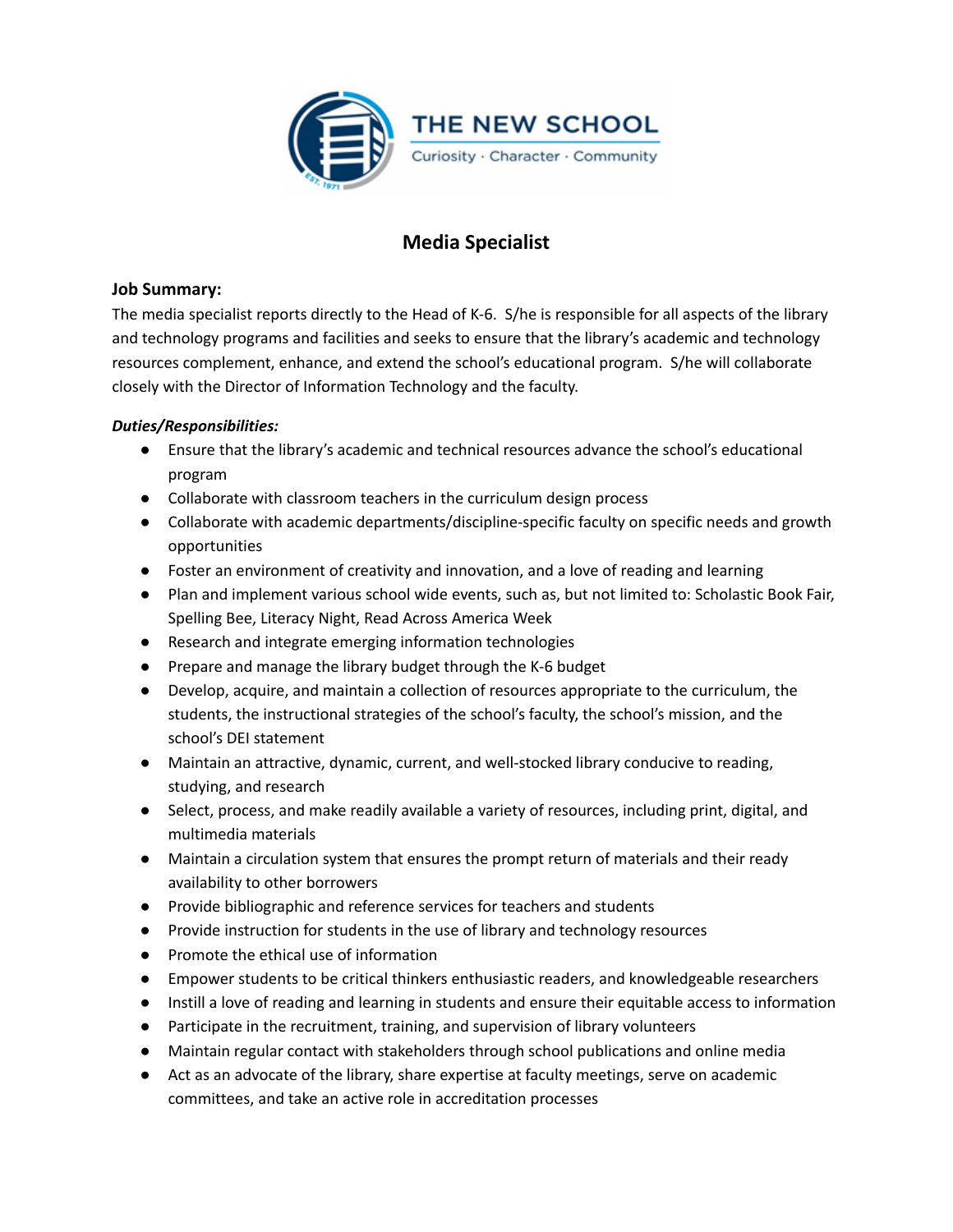# Media Specialist

### Job Summary:

The media specialist reports directly to the Head of K-6. S/he is responsible for all aspects of the library and technology programs and facilities and seeks to ensure that the library's academic and technology resources complement, enhance, and extend the school's educational program. S/he will collaborate closely with the Director of Information Technology and the faculty.

### ***Duties/Responsibilities:***

- Ensure that the library's academic and technical resources advance the school's educational program
- Collaborate with classroom teachers in the curriculum design process
- Collaborate with academic departments/discipline-specific faculty on specific needs and growth opportunities
- Foster an environment of creativity and innovation, and a love of reading and learning
- Plan and implement various school wide events, such as, but not limited to: Scholastic Book Fair, Spelling Bee, Literacy Night, Read Across America Week
- Research and integrate emerging information technologies
- Prepare and manage the library budget through the K-6 budget
- Develop, acquire, and maintain a collection of resources appropriate to the curriculum, the students, the instructional strategies of the school's faculty, the school's mission, and the school's DEI statement
- Maintain an attractive, dynamic, current, and well-stocked library conducive to reading, studying, and research
- Select, process, and make readily available a variety of resources, including print, digital, and multimedia materials
- Maintain a circulation system that ensures the prompt return of materials and their ready availability to other borrowers
- Provide bibliographic and reference services for teachers and students
- Provide instruction for students in the use of library and technology resources
- Promote the ethical use of information
- Empower students to be critical thinkers enthusiastic readers, and knowledgeable researchers
- Instill a love of reading and learning in students and ensure their equitable access to information
- Participate in the recruitment, training, and supervision of library volunteers
- Maintain regular contact with stakeholders through school publications and online media
- Act as an advocate of the library, share expertise at faculty meetings, serve on academic committees, and take an active role in accreditation processes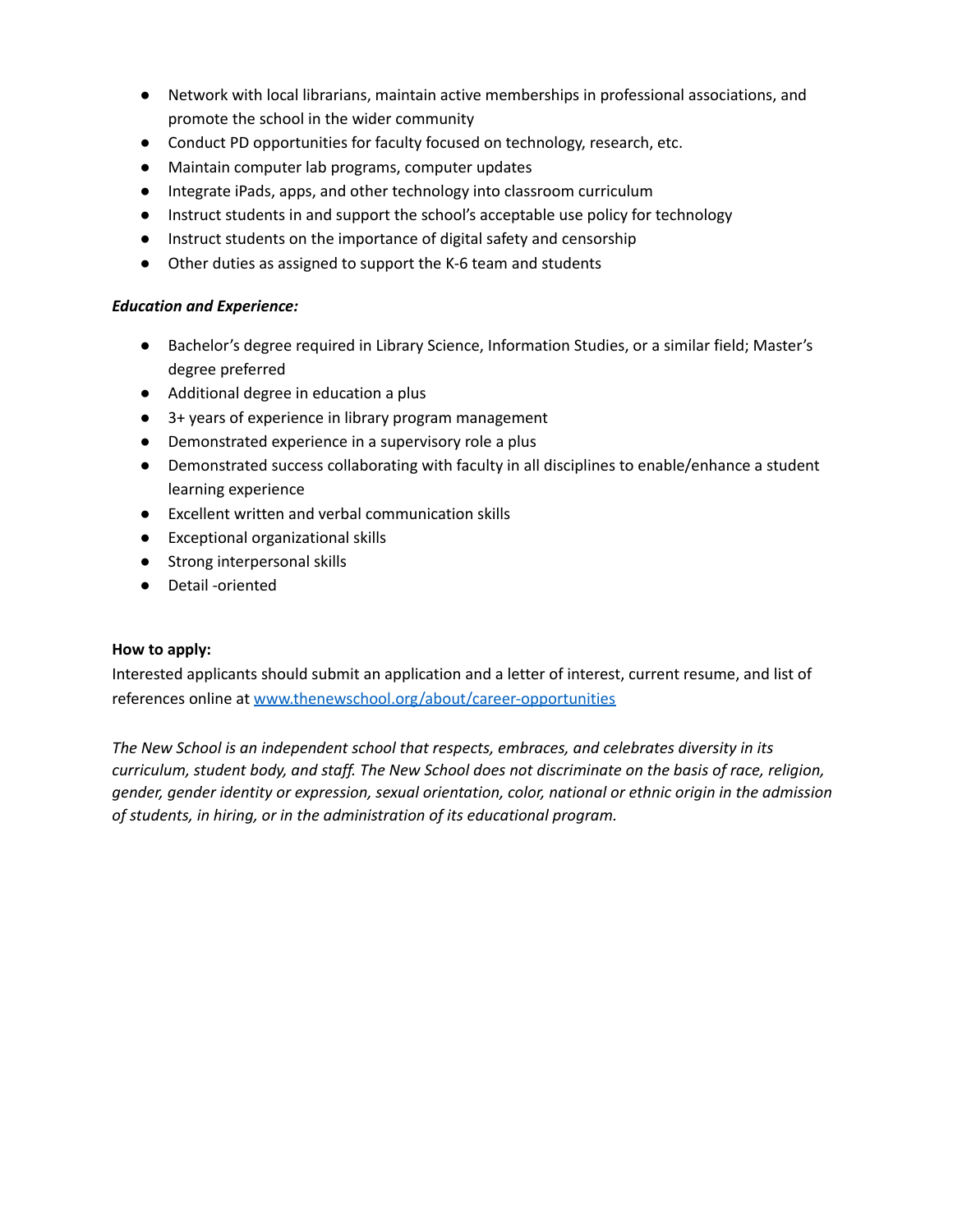- Network with local librarians, maintain active memberships in professional associations, and promote the school in the wider community
- Conduct PD opportunities for faculty focused on technology, research, etc.
- Maintain computer lab programs, computer updates
- Integrate iPads, apps, and other technology into classroom curriculum
- Instruct students in and support the school's acceptable use policy for technology
- Instruct students on the importance of digital safety and censorship
- Other duties as assigned to support the K-6 team and students

***Education and Experience:***

- Bachelor's degree required in Library Science, Information Studies, or a similar field; Master's degree preferred
- Additional degree in education a plus
- 3+ years of experience in library program management
- Demonstrated experience in a supervisory role a plus
- Demonstrated success collaborating with faculty in all disciplines to enable/enhance a student learning experience
- Excellent written and verbal communication skills
- Exceptional organizational skills
- Strong interpersonal skills
- Detail -oriented

**How to apply:**

Interested applicants should submit an application and a letter of interest, current resume, and list of references online at [www.thenewschool.org/about/career-opportunities](http://www.thenewschool.org/about/career-opportunities)

*The New School is an independent school that respects, embraces, and celebrates diversity in its curriculum, student body, and staff. The New School does not discriminate on the basis of race, religion, gender, gender identity or expression, sexual orientation, color, national or ethnic origin in the admission of students, in hiring, or in the administration of its educational program.*